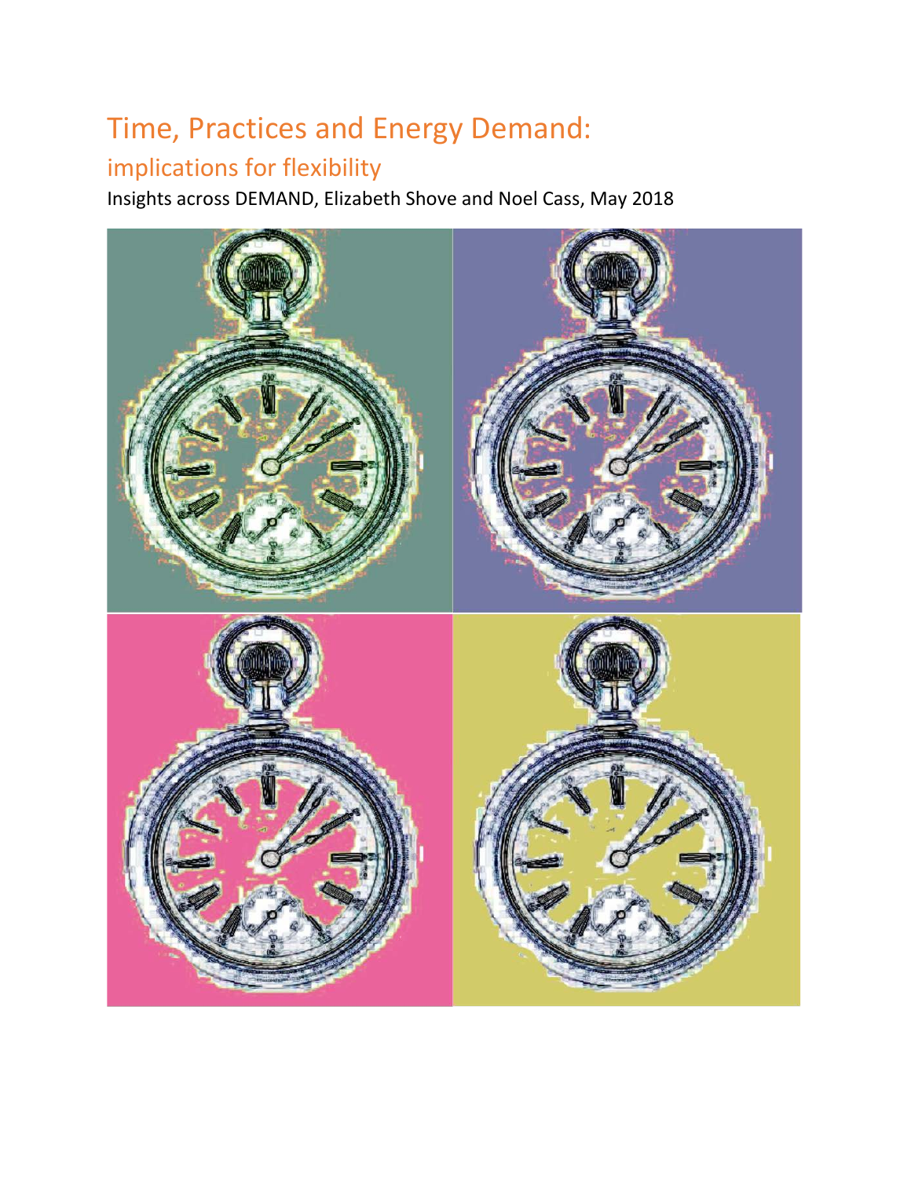# Time, Practices and Energy Demand:

## implications for flexibility

Insights across DEMAND, Elizabeth Shove and Noel Cass, May 2018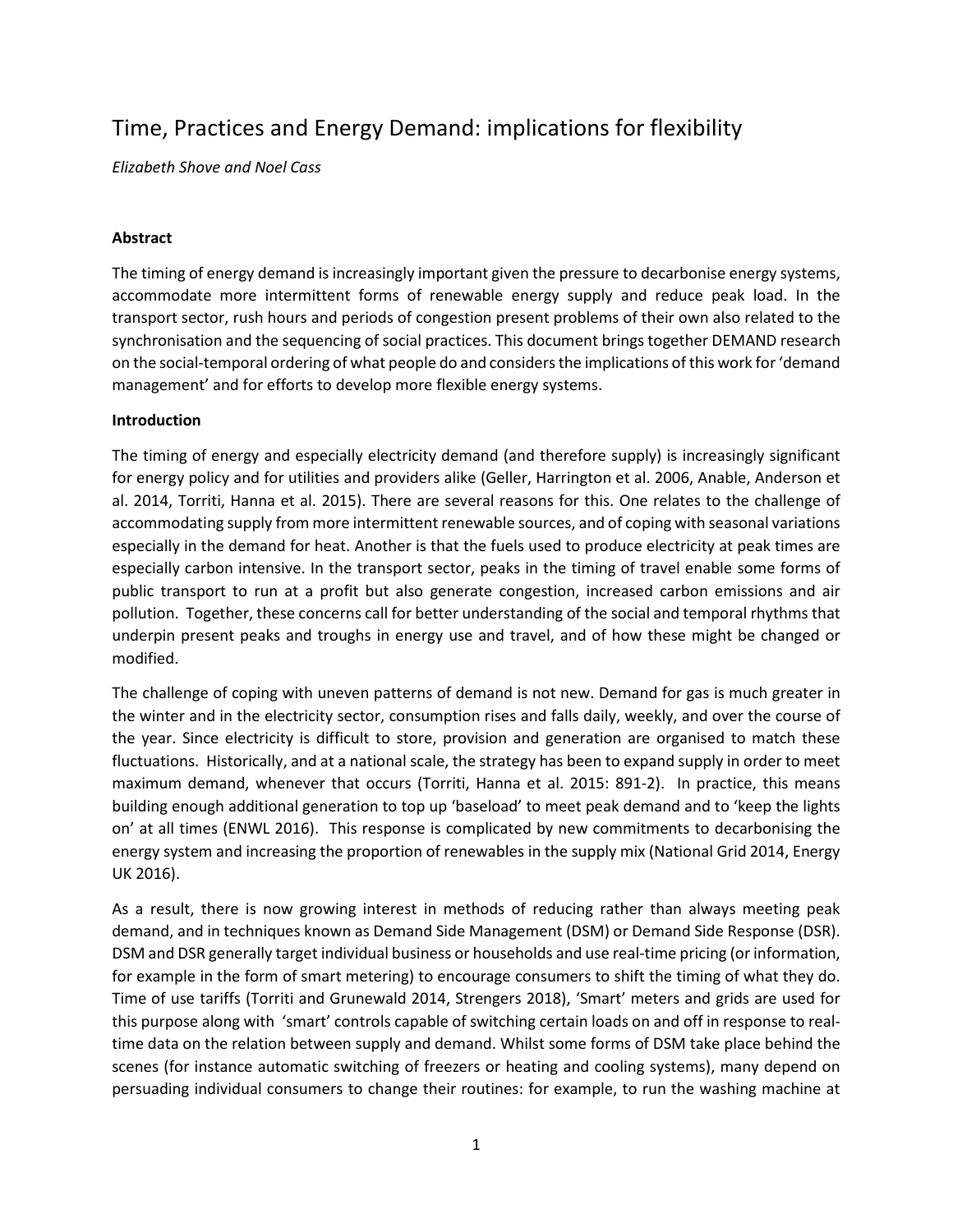# Time, Practices and Energy Demand: implications for flexibility

*Elizabeth Shove and Noel Cass*

**Abstract**

The timing of energy demand is increasingly important given the pressure to decarbonise energy systems, accommodate more intermittent forms of renewable energy supply and reduce peak load. In the transport sector, rush hours and periods of congestion present problems of their own also related to the synchronisation and the sequencing of social practices. This document brings together DEMAND research on the social-temporal ordering of what people do and considers the implications of this work for 'demand management' and for efforts to develop more flexible energy systems.

**Introduction**

The timing of energy and especially electricity demand (and therefore supply) is increasingly significant for energy policy and for utilities and providers alike (Geller, Harrington et al. 2006, Anable, Anderson et al. 2014, Torriti, Hanna et al. 2015). There are several reasons for this. One relates to the challenge of accommodating supply from more intermittent renewable sources, and of coping with seasonal variations especially in the demand for heat. Another is that the fuels used to produce electricity at peak times are especially carbon intensive. In the transport sector, peaks in the timing of travel enable some forms of public transport to run at a profit but also generate congestion, increased carbon emissions and air pollution. Together, these concerns call for better understanding of the social and temporal rhythms that underpin present peaks and troughs in energy use and travel, and of how these might be changed or modified.

The challenge of coping with uneven patterns of demand is not new. Demand for gas is much greater in the winter and in the electricity sector, consumption rises and falls daily, weekly, and over the course of the year. Since electricity is difficult to store, provision and generation are organised to match these fluctuations. Historically, and at a national scale, the strategy has been to expand supply in order to meet maximum demand, whenever that occurs (Torriti, Hanna et al. 2015: 891-2). In practice, this means building enough additional generation to top up 'baseload' to meet peak demand and to 'keep the lights on' at all times (ENWL 2016). This response is complicated by new commitments to decarbonising the energy system and increasing the proportion of renewables in the supply mix (National Grid 2014, Energy UK 2016).

As a result, there is now growing interest in methods of reducing rather than always meeting peak demand, and in techniques known as Demand Side Management (DSM) or Demand Side Response (DSR). DSM and DSR generally target individual business or households and use real-time pricing (or information, for example in the form of smart metering) to encourage consumers to shift the timing of what they do. Time of use tariffs (Torriti and Grunewald 2014, Strengers 2018), 'Smart' meters and grids are used for this purpose along with 'smart' controls capable of switching certain loads on and off in response to real-time data on the relation between supply and demand. Whilst some forms of DSM take place behind the scenes (for instance automatic switching of freezers or heating and cooling systems), many depend on persuading individual consumers to change their routines: for example, to run the washing machine at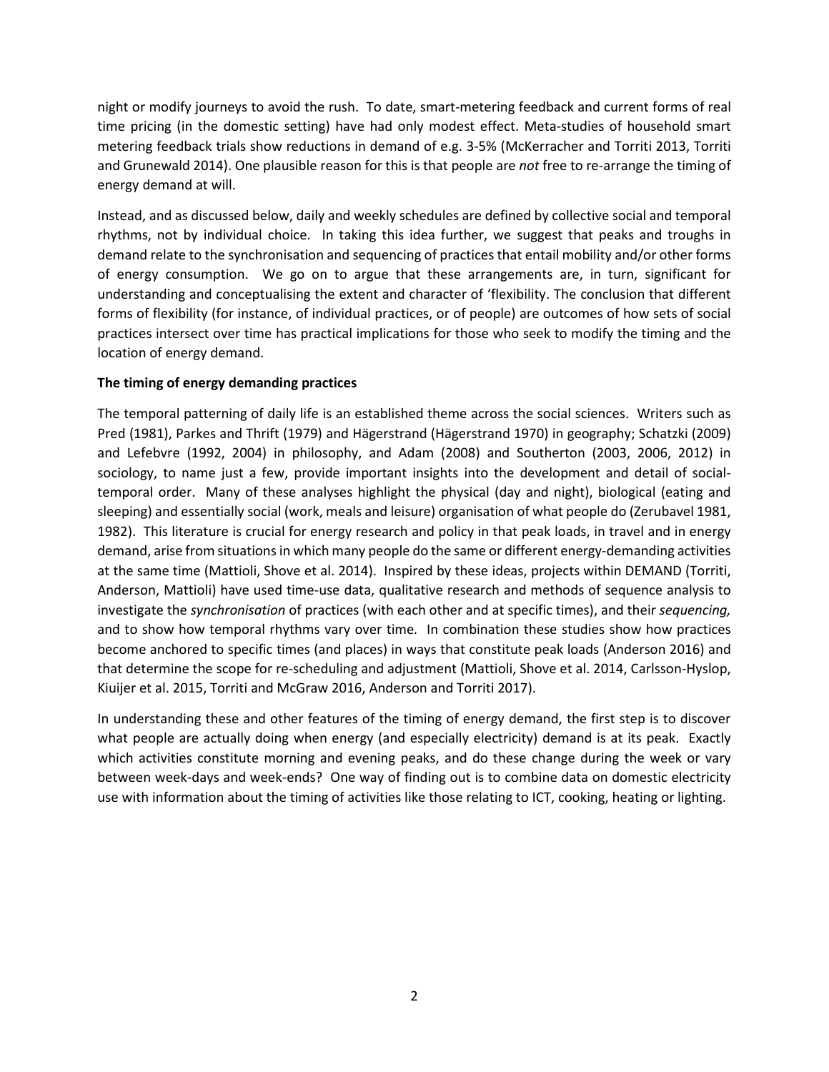night or modify journeys to avoid the rush. To date, smart-metering feedback and current forms of real time pricing (in the domestic setting) have had only modest effect. Meta-studies of household smart metering feedback trials show reductions in demand of e.g. 3-5% (McKerracher and Torriti 2013, Torriti and Grunewald 2014). One plausible reason for this is that people are *not* free to re-arrange the timing of energy demand at will.

Instead, and as discussed below, daily and weekly schedules are defined by collective social and temporal rhythms, not by individual choice. In taking this idea further, we suggest that peaks and troughs in demand relate to the synchronisation and sequencing of practices that entail mobility and/or other forms of energy consumption. We go on to argue that these arrangements are, in turn, significant for understanding and conceptualising the extent and character of 'flexibility. The conclusion that different forms of flexibility (for instance, of individual practices, or of people) are outcomes of how sets of social practices intersect over time has practical implications for those who seek to modify the timing and the location of energy demand.

**The timing of energy demanding practices**

The temporal patterning of daily life is an established theme across the social sciences. Writers such as Pred (1981), Parkes and Thrift (1979) and Hägerstrand (Hägerstrand 1970) in geography; Schatzki (2009) and Lefebvre (1992, 2004) in philosophy, and Adam (2008) and Southerton (2003, 2006, 2012) in sociology, to name just a few, provide important insights into the development and detail of social-temporal order. Many of these analyses highlight the physical (day and night), biological (eating and sleeping) and essentially social (work, meals and leisure) organisation of what people do (Zerubavel 1981, 1982). This literature is crucial for energy research and policy in that peak loads, in travel and in energy demand, arise from situations in which many people do the same or different energy-demanding activities at the same time (Mattioli, Shove et al. 2014). Inspired by these ideas, projects within DEMAND (Torriti, Anderson, Mattioli) have used time-use data, qualitative research and methods of sequence analysis to investigate the *synchronisation* of practices (with each other and at specific times), and their *sequencing,* and to show how temporal rhythms vary over time*.* In combination these studies show how practices become anchored to specific times (and places) in ways that constitute peak loads (Anderson 2016) and that determine the scope for re-scheduling and adjustment (Mattioli, Shove et al. 2014, Carlsson-Hyslop, Kiuijer et al. 2015, Torriti and McGraw 2016, Anderson and Torriti 2017).

In understanding these and other features of the timing of energy demand, the first step is to discover what people are actually doing when energy (and especially electricity) demand is at its peak. Exactly which activities constitute morning and evening peaks, and do these change during the week or vary between week-days and week-ends? One way of finding out is to combine data on domestic electricity use with information about the timing of activities like those relating to ICT, cooking, heating or lighting.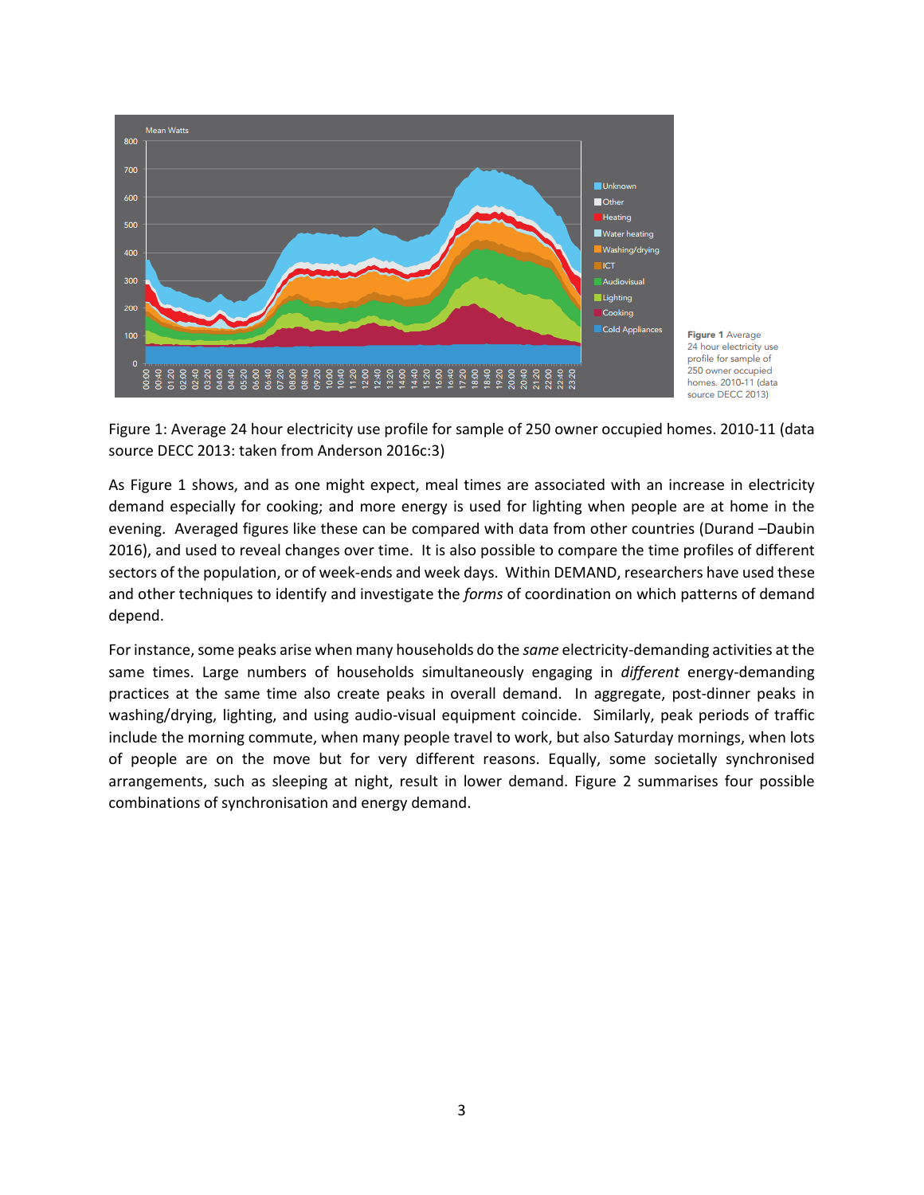Figure 1: Average 24 hour electricity use profile for sample of 250 owner occupied homes. 2010-11 (data source DECC 2013: taken from Anderson 2016c:3)

As Figure 1 shows, and as one might expect, meal times are associated with an increase in electricity demand especially for cooking; and more energy is used for lighting when people are at home in the evening. Averaged figures like these can be compared with data from other countries (Durand –Daubin 2016), and used to reveal changes over time. It is also possible to compare the time profiles of different sectors of the population, or of week-ends and week days. Within DEMAND, researchers have used these and other techniques to identify and investigate the *forms* of coordination on which patterns of demand depend.

For instance, some peaks arise when many households do the *same* electricity-demanding activities at the same times. Large numbers of households simultaneously engaging in *different* energy-demanding practices at the same time also create peaks in overall demand. In aggregate, post-dinner peaks in washing/drying, lighting, and using audio-visual equipment coincide. Similarly, peak periods of traffic include the morning commute, when many people travel to work, but also Saturday mornings, when lots of people are on the move but for very different reasons. Equally, some societally synchronised arrangements, such as sleeping at night, result in lower demand. Figure 2 summarises four possible combinations of synchronisation and energy demand.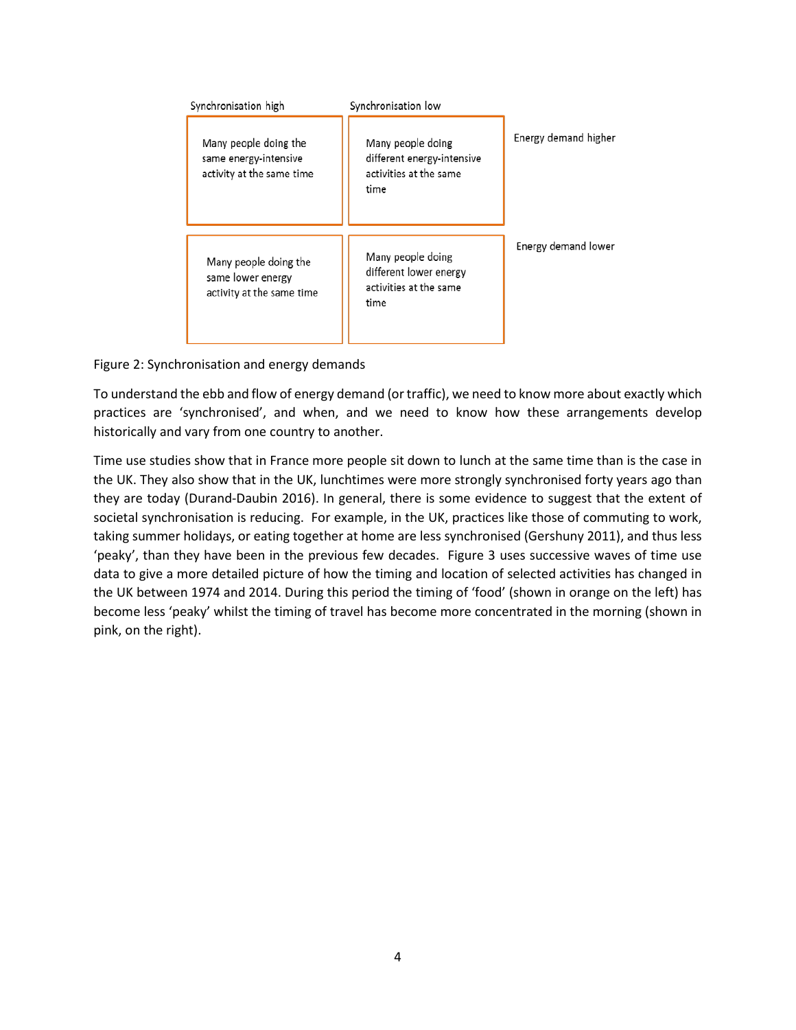| Synchronisation high | Synchronisation low | |
|---|---|---|
| Many people doing the same energy-intensive activity at the same time | Many people doing different energy-intensive activities at the same time | Energy demand higher |
| Many people doing the same lower energy activity at the same time | Many people doing different lower energy activities at the same time | Energy demand lower |

Figure 2: Synchronisation and energy demands

To understand the ebb and flow of energy demand (or traffic), we need to know more about exactly which practices are 'synchronised', and when, and we need to know how these arrangements develop historically and vary from one country to another.

Time use studies show that in France more people sit down to lunch at the same time than is the case in the UK. They also show that in the UK, lunchtimes were more strongly synchronised forty years ago than they are today (Durand-Daubin 2016). In general, there is some evidence to suggest that the extent of societal synchronisation is reducing. For example, in the UK, practices like those of commuting to work, taking summer holidays, or eating together at home are less synchronised (Gershuny 2011), and thus less 'peaky', than they have been in the previous few decades. Figure 3 uses successive waves of time use data to give a more detailed picture of how the timing and location of selected activities has changed in the UK between 1974 and 2014. During this period the timing of 'food' (shown in orange on the left) has become less 'peaky' whilst the timing of travel has become more concentrated in the morning (shown in pink, on the right).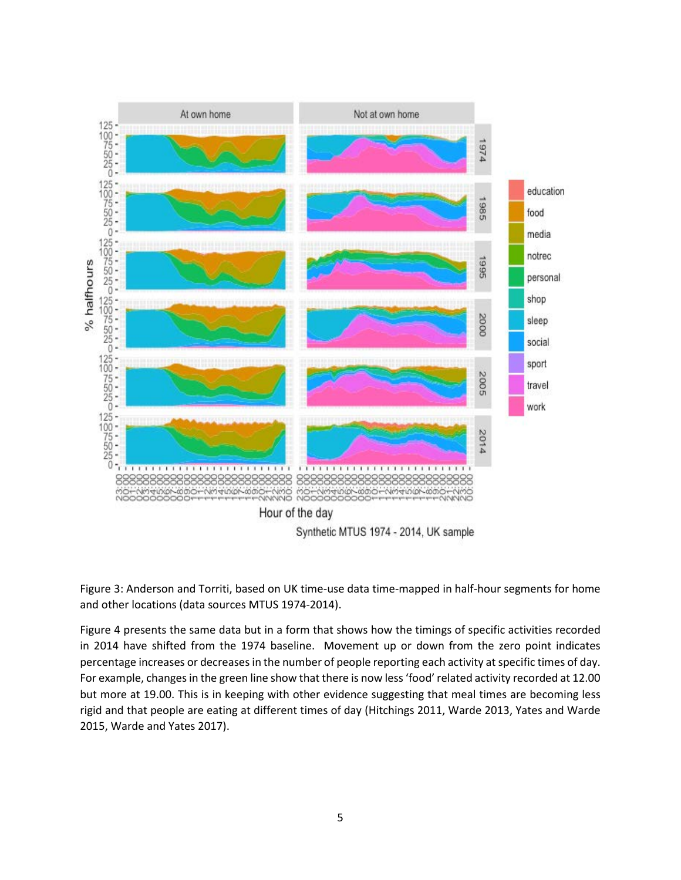Figure 3: Anderson and Torriti, based on UK time-use data time-mapped in half-hour segments for home and other locations (data sources MTUS 1974-2014).

Figure 4 presents the same data but in a form that shows how the timings of specific activities recorded in 2014 have shifted from the 1974 baseline. Movement up or down from the zero point indicates percentage increases or decreases in the number of people reporting each activity at specific times of day. For example, changes in the green line show that there is now less 'food' related activity recorded at 12.00 but more at 19.00. This is in keeping with other evidence suggesting that meal times are becoming less rigid and that people are eating at different times of day (Hitchings 2011, Warde 2013, Yates and Warde 2015, Warde and Yates 2017).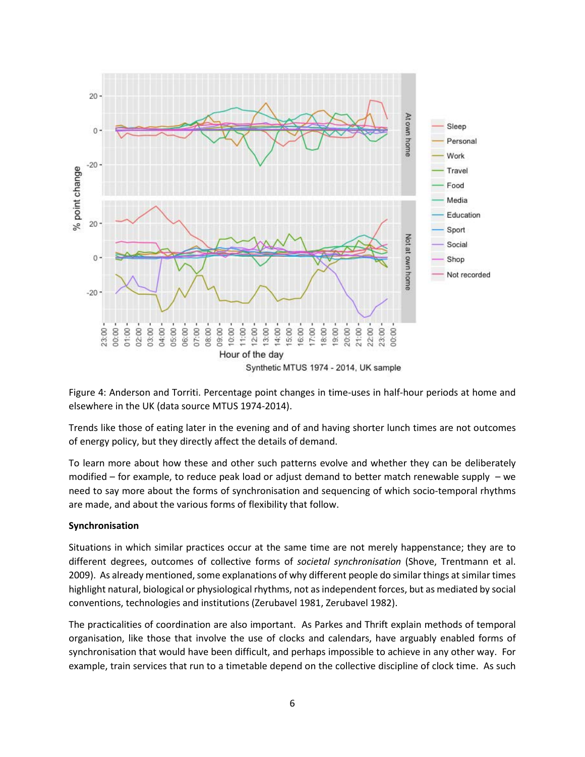Figure 4: Anderson and Torriti. Percentage point changes in time-uses in half-hour periods at home and elsewhere in the UK (data source MTUS 1974-2014).

Trends like those of eating later in the evening and of and having shorter lunch times are not outcomes of energy policy, but they directly affect the details of demand.

To learn more about how these and other such patterns evolve and whether they can be deliberately modified – for example, to reduce peak load or adjust demand to better match renewable supply – we need to say more about the forms of synchronisation and sequencing of which socio-temporal rhythms are made, and about the various forms of flexibility that follow.

**Synchronisation**

Situations in which similar practices occur at the same time are not merely happenstance; they are to different degrees, outcomes of collective forms of *societal synchronisation* (Shove, Trentmann et al. 2009). As already mentioned, some explanations of why different people do similar things at similar times highlight natural, biological or physiological rhythms, not as independent forces, but as mediated by social conventions, technologies and institutions (Zerubavel 1981, Zerubavel 1982).

The practicalities of coordination are also important. As Parkes and Thrift explain methods of temporal organisation, like those that involve the use of clocks and calendars, have arguably enabled forms of synchronisation that would have been difficult, and perhaps impossible to achieve in any other way. For example, train services that run to a timetable depend on the collective discipline of clock time. As such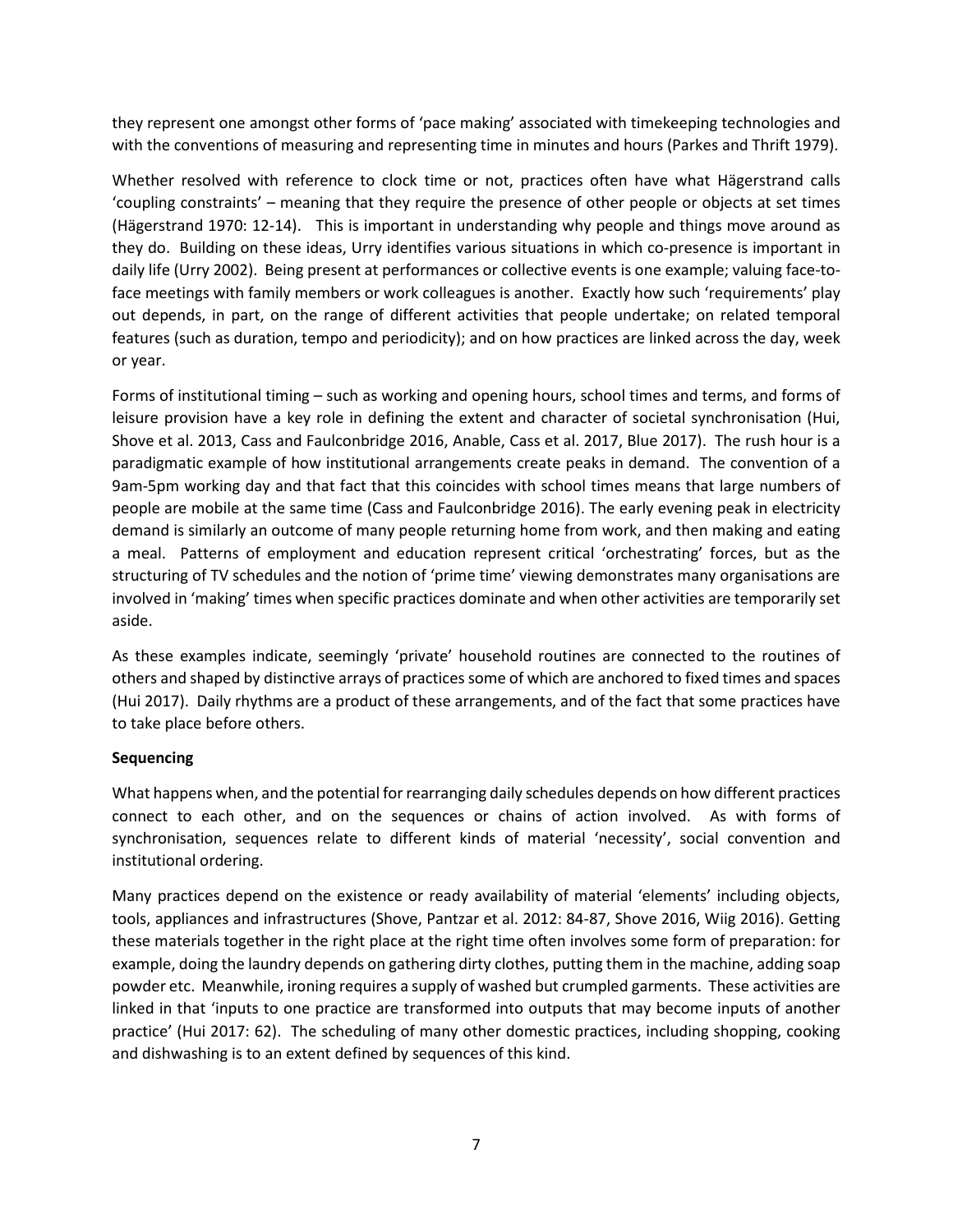they represent one amongst other forms of 'pace making' associated with timekeeping technologies and with the conventions of measuring and representing time in minutes and hours (Parkes and Thrift 1979).

Whether resolved with reference to clock time or not, practices often have what Hägerstrand calls 'coupling constraints' – meaning that they require the presence of other people or objects at set times (Hägerstrand 1970: 12-14). This is important in understanding why people and things move around as they do. Building on these ideas, Urry identifies various situations in which co-presence is important in daily life (Urry 2002). Being present at performances or collective events is one example; valuing face-to-face meetings with family members or work colleagues is another. Exactly how such 'requirements' play out depends, in part, on the range of different activities that people undertake; on related temporal features (such as duration, tempo and periodicity); and on how practices are linked across the day, week or year.

Forms of institutional timing – such as working and opening hours, school times and terms, and forms of leisure provision have a key role in defining the extent and character of societal synchronisation (Hui, Shove et al. 2013, Cass and Faulconbridge 2016, Anable, Cass et al. 2017, Blue 2017). The rush hour is a paradigmatic example of how institutional arrangements create peaks in demand. The convention of a 9am-5pm working day and that fact that this coincides with school times means that large numbers of people are mobile at the same time (Cass and Faulconbridge 2016). The early evening peak in electricity demand is similarly an outcome of many people returning home from work, and then making and eating a meal. Patterns of employment and education represent critical 'orchestrating' forces, but as the structuring of TV schedules and the notion of 'prime time' viewing demonstrates many organisations are involved in 'making' times when specific practices dominate and when other activities are temporarily set aside.

As these examples indicate, seemingly 'private' household routines are connected to the routines of others and shaped by distinctive arrays of practices some of which are anchored to fixed times and spaces (Hui 2017). Daily rhythms are a product of these arrangements, and of the fact that some practices have to take place before others.

**Sequencing**

What happens when, and the potential for rearranging daily schedules depends on how different practices connect to each other, and on the sequences or chains of action involved. As with forms of synchronisation, sequences relate to different kinds of material 'necessity', social convention and institutional ordering.

Many practices depend on the existence or ready availability of material 'elements' including objects, tools, appliances and infrastructures (Shove, Pantzar et al. 2012: 84-87, Shove 2016, Wiig 2016). Getting these materials together in the right place at the right time often involves some form of preparation: for example, doing the laundry depends on gathering dirty clothes, putting them in the machine, adding soap powder etc. Meanwhile, ironing requires a supply of washed but crumpled garments. These activities are linked in that 'inputs to one practice are transformed into outputs that may become inputs of another practice' (Hui 2017: 62). The scheduling of many other domestic practices, including shopping, cooking and dishwashing is to an extent defined by sequences of this kind.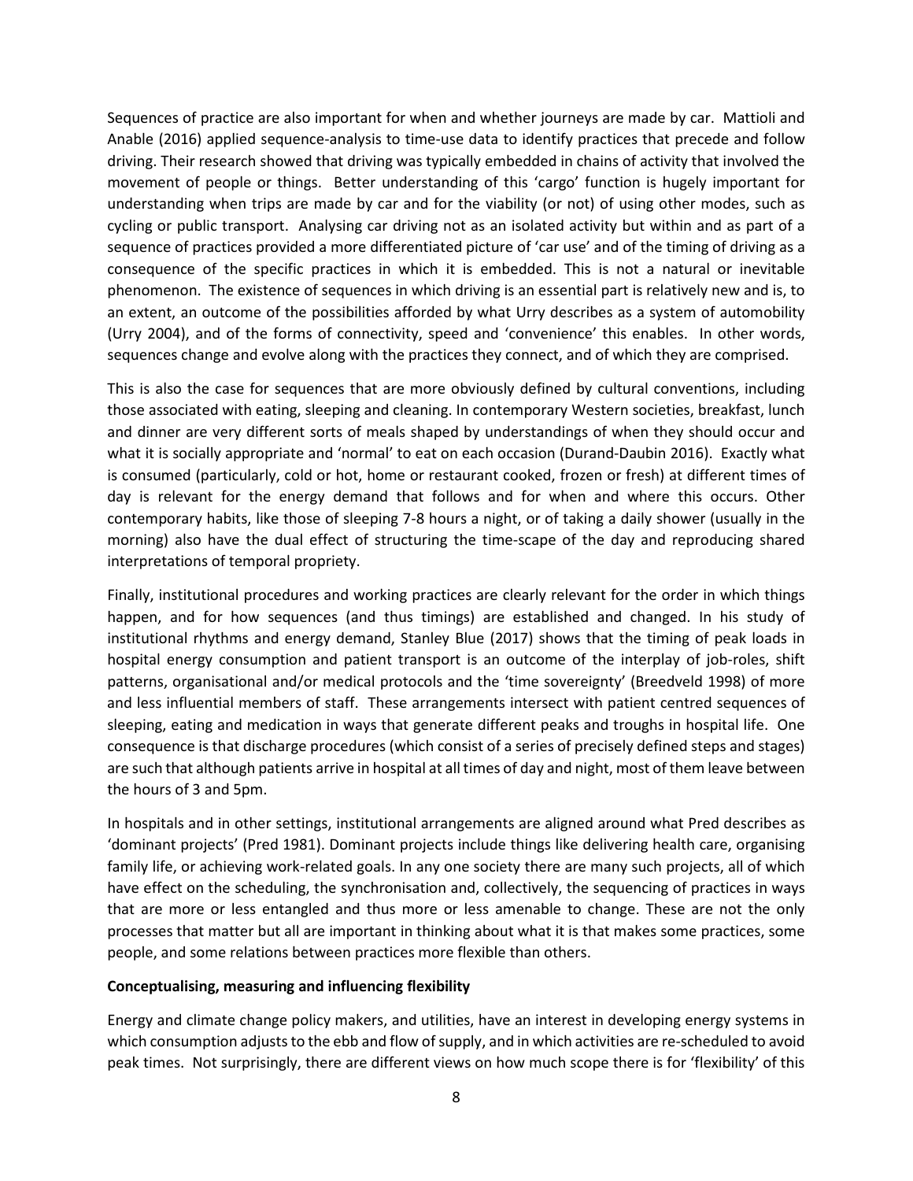Sequences of practice are also important for when and whether journeys are made by car. Mattioli and Anable (2016) applied sequence-analysis to time-use data to identify practices that precede and follow driving. Their research showed that driving was typically embedded in chains of activity that involved the movement of people or things. Better understanding of this 'cargo' function is hugely important for understanding when trips are made by car and for the viability (or not) of using other modes, such as cycling or public transport. Analysing car driving not as an isolated activity but within and as part of a sequence of practices provided a more differentiated picture of 'car use' and of the timing of driving as a consequence of the specific practices in which it is embedded. This is not a natural or inevitable phenomenon. The existence of sequences in which driving is an essential part is relatively new and is, to an extent, an outcome of the possibilities afforded by what Urry describes as a system of automobility (Urry 2004), and of the forms of connectivity, speed and 'convenience' this enables. In other words, sequences change and evolve along with the practices they connect, and of which they are comprised.

This is also the case for sequences that are more obviously defined by cultural conventions, including those associated with eating, sleeping and cleaning. In contemporary Western societies, breakfast, lunch and dinner are very different sorts of meals shaped by understandings of when they should occur and what it is socially appropriate and 'normal' to eat on each occasion (Durand-Daubin 2016). Exactly what is consumed (particularly, cold or hot, home or restaurant cooked, frozen or fresh) at different times of day is relevant for the energy demand that follows and for when and where this occurs. Other contemporary habits, like those of sleeping 7-8 hours a night, or of taking a daily shower (usually in the morning) also have the dual effect of structuring the time-scape of the day and reproducing shared interpretations of temporal propriety.

Finally, institutional procedures and working practices are clearly relevant for the order in which things happen, and for how sequences (and thus timings) are established and changed. In his study of institutional rhythms and energy demand, Stanley Blue (2017) shows that the timing of peak loads in hospital energy consumption and patient transport is an outcome of the interplay of job-roles, shift patterns, organisational and/or medical protocols and the 'time sovereignty' (Breedveld 1998) of more and less influential members of staff. These arrangements intersect with patient centred sequences of sleeping, eating and medication in ways that generate different peaks and troughs in hospital life. One consequence is that discharge procedures (which consist of a series of precisely defined steps and stages) are such that although patients arrive in hospital at all times of day and night, most of them leave between the hours of 3 and 5pm.

In hospitals and in other settings, institutional arrangements are aligned around what Pred describes as 'dominant projects' (Pred 1981). Dominant projects include things like delivering health care, organising family life, or achieving work-related goals. In any one society there are many such projects, all of which have effect on the scheduling, the synchronisation and, collectively, the sequencing of practices in ways that are more or less entangled and thus more or less amenable to change. These are not the only processes that matter but all are important in thinking about what it is that makes some practices, some people, and some relations between practices more flexible than others.

**Conceptualising, measuring and influencing flexibility**

Energy and climate change policy makers, and utilities, have an interest in developing energy systems in which consumption adjusts to the ebb and flow of supply, and in which activities are re-scheduled to avoid peak times. Not surprisingly, there are different views on how much scope there is for 'flexibility' of this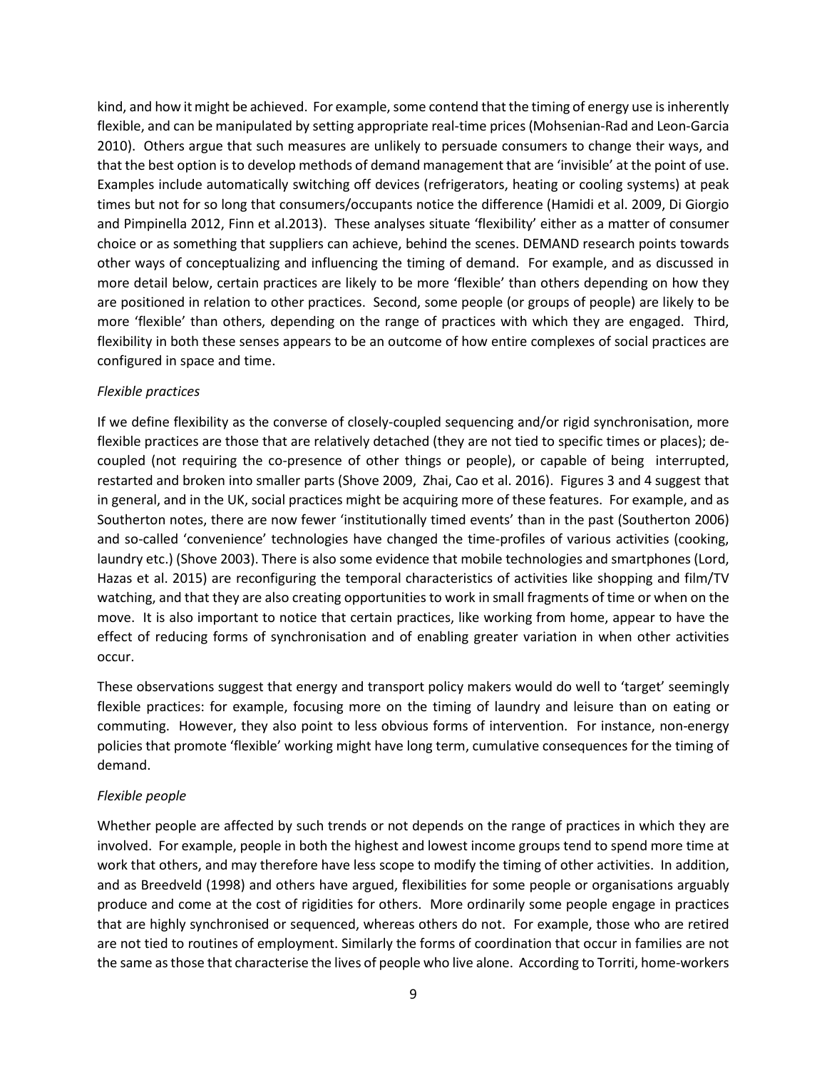kind, and how it might be achieved. For example, some contend that the timing of energy use is inherently flexible, and can be manipulated by setting appropriate real-time prices (Mohsenian-Rad and Leon-Garcia 2010). Others argue that such measures are unlikely to persuade consumers to change their ways, and that the best option is to develop methods of demand management that are 'invisible' at the point of use. Examples include automatically switching off devices (refrigerators, heating or cooling systems) at peak times but not for so long that consumers/occupants notice the difference (Hamidi et al. 2009, Di Giorgio and Pimpinella 2012, Finn et al.2013). These analyses situate 'flexibility' either as a matter of consumer choice or as something that suppliers can achieve, behind the scenes. DEMAND research points towards other ways of conceptualizing and influencing the timing of demand. For example, and as discussed in more detail below, certain practices are likely to be more 'flexible' than others depending on how they are positioned in relation to other practices. Second, some people (or groups of people) are likely to be more 'flexible' than others, depending on the range of practices with which they are engaged. Third, flexibility in both these senses appears to be an outcome of how entire complexes of social practices are configured in space and time.

*Flexible practices*

If we define flexibility as the converse of closely-coupled sequencing and/or rigid synchronisation, more flexible practices are those that are relatively detached (they are not tied to specific times or places); de-coupled (not requiring the co-presence of other things or people), or capable of being interrupted, restarted and broken into smaller parts (Shove 2009, Zhai, Cao et al. 2016). Figures 3 and 4 suggest that in general, and in the UK, social practices might be acquiring more of these features. For example, and as Southerton notes, there are now fewer 'institutionally timed events' than in the past (Southerton 2006) and so-called 'convenience' technologies have changed the time-profiles of various activities (cooking, laundry etc.) (Shove 2003). There is also some evidence that mobile technologies and smartphones (Lord, Hazas et al. 2015) are reconfiguring the temporal characteristics of activities like shopping and film/TV watching, and that they are also creating opportunities to work in small fragments of time or when on the move. It is also important to notice that certain practices, like working from home, appear to have the effect of reducing forms of synchronisation and of enabling greater variation in when other activities occur.

These observations suggest that energy and transport policy makers would do well to 'target' seemingly flexible practices: for example, focusing more on the timing of laundry and leisure than on eating or commuting. However, they also point to less obvious forms of intervention. For instance, non-energy policies that promote 'flexible' working might have long term, cumulative consequences for the timing of demand.

*Flexible people*

Whether people are affected by such trends or not depends on the range of practices in which they are involved. For example, people in both the highest and lowest income groups tend to spend more time at work that others, and may therefore have less scope to modify the timing of other activities. In addition, and as Breedveld (1998) and others have argued, flexibilities for some people or organisations arguably produce and come at the cost of rigidities for others. More ordinarily some people engage in practices that are highly synchronised or sequenced, whereas others do not. For example, those who are retired are not tied to routines of employment. Similarly the forms of coordination that occur in families are not the same as those that characterise the lives of people who live alone. According to Torriti, home-workers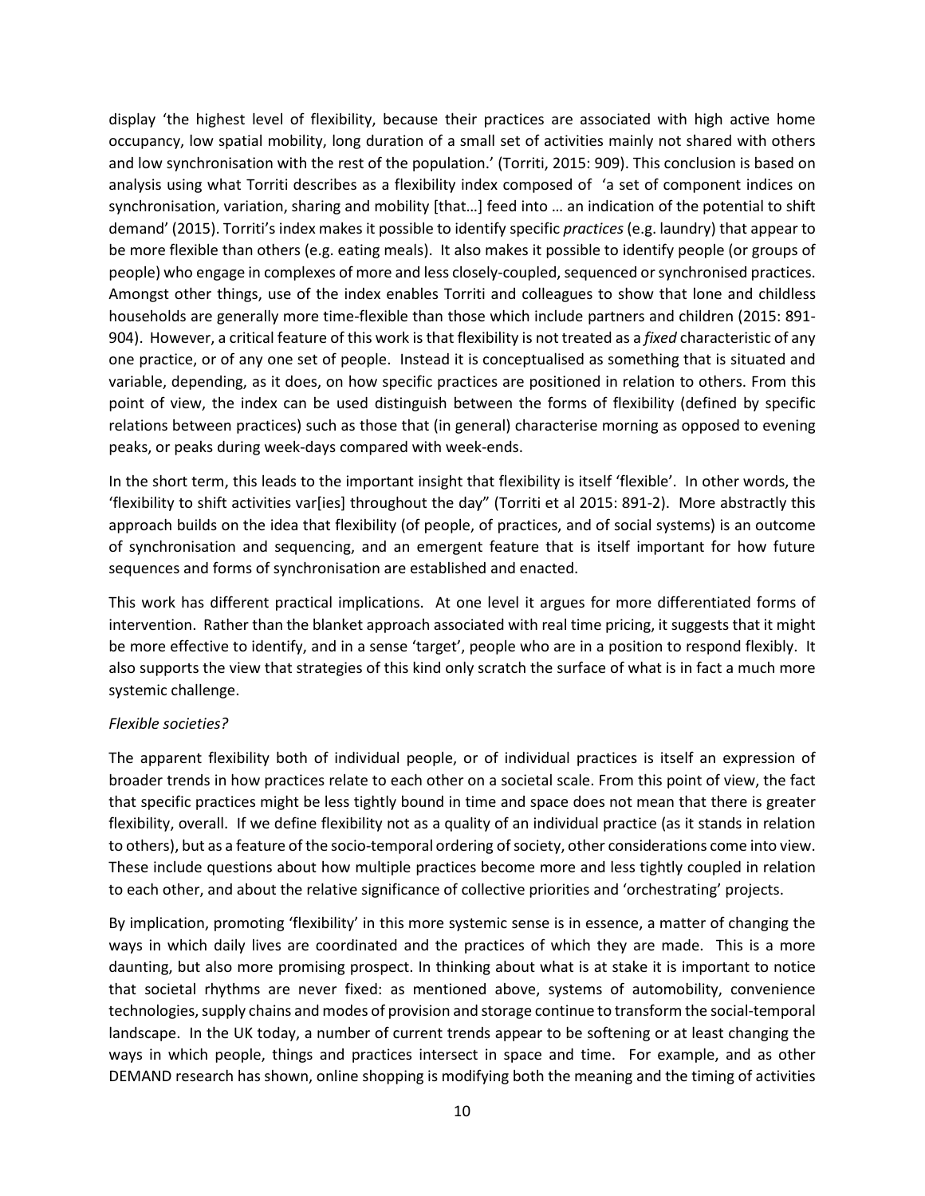display 'the highest level of flexibility, because their practices are associated with high active home occupancy, low spatial mobility, long duration of a small set of activities mainly not shared with others and low synchronisation with the rest of the population.' (Torriti, 2015: 909). This conclusion is based on analysis using what Torriti describes as a flexibility index composed of 'a set of component indices on synchronisation, variation, sharing and mobility [that…] feed into … an indication of the potential to shift demand' (2015). Torriti's index makes it possible to identify specific *practices* (e.g. laundry) that appear to be more flexible than others (e.g. eating meals). It also makes it possible to identify people (or groups of people) who engage in complexes of more and less closely-coupled, sequenced or synchronised practices. Amongst other things, use of the index enables Torriti and colleagues to show that lone and childless households are generally more time-flexible than those which include partners and children (2015: 891-904). However, a critical feature of this work is that flexibility is not treated as a *fixed* characteristic of any one practice, or of any one set of people. Instead it is conceptualised as something that is situated and variable, depending, as it does, on how specific practices are positioned in relation to others. From this point of view, the index can be used distinguish between the forms of flexibility (defined by specific relations between practices) such as those that (in general) characterise morning as opposed to evening peaks, or peaks during week-days compared with week-ends.

In the short term, this leads to the important insight that flexibility is itself 'flexible'. In other words, the 'flexibility to shift activities var[ies] throughout the day" (Torriti et al 2015: 891-2). More abstractly this approach builds on the idea that flexibility (of people, of practices, and of social systems) is an outcome of synchronisation and sequencing, and an emergent feature that is itself important for how future sequences and forms of synchronisation are established and enacted.

This work has different practical implications. At one level it argues for more differentiated forms of intervention. Rather than the blanket approach associated with real time pricing, it suggests that it might be more effective to identify, and in a sense 'target', people who are in a position to respond flexibly. It also supports the view that strategies of this kind only scratch the surface of what is in fact a much more systemic challenge.

*Flexible societies?*

The apparent flexibility both of individual people, or of individual practices is itself an expression of broader trends in how practices relate to each other on a societal scale. From this point of view, the fact that specific practices might be less tightly bound in time and space does not mean that there is greater flexibility, overall. If we define flexibility not as a quality of an individual practice (as it stands in relation to others), but as a feature of the socio-temporal ordering of society, other considerations come into view. These include questions about how multiple practices become more and less tightly coupled in relation to each other, and about the relative significance of collective priorities and 'orchestrating' projects.

By implication, promoting 'flexibility' in this more systemic sense is in essence, a matter of changing the ways in which daily lives are coordinated and the practices of which they are made. This is a more daunting, but also more promising prospect. In thinking about what is at stake it is important to notice that societal rhythms are never fixed: as mentioned above, systems of automobility, convenience technologies, supply chains and modes of provision and storage continue to transform the social-temporal landscape. In the UK today, a number of current trends appear to be softening or at least changing the ways in which people, things and practices intersect in space and time. For example, and as other DEMAND research has shown, online shopping is modifying both the meaning and the timing of activities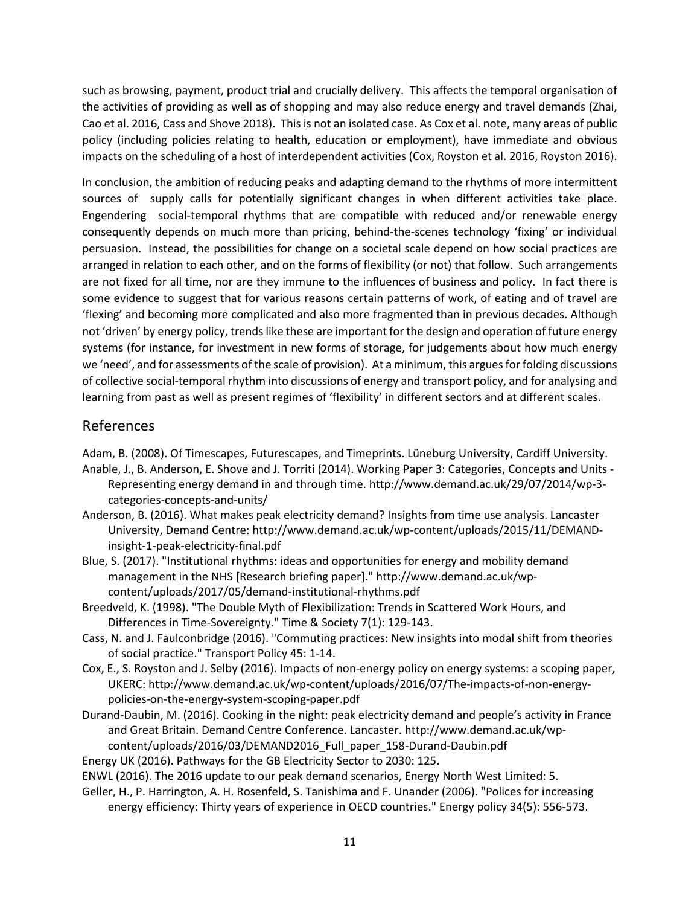such as browsing, payment, product trial and crucially delivery. This affects the temporal organisation of the activities of providing as well as of shopping and may also reduce energy and travel demands (Zhai, Cao et al. 2016, Cass and Shove 2018). This is not an isolated case. As Cox et al. note, many areas of public policy (including policies relating to health, education or employment), have immediate and obvious impacts on the scheduling of a host of interdependent activities (Cox, Royston et al. 2016, Royston 2016).

In conclusion, the ambition of reducing peaks and adapting demand to the rhythms of more intermittent sources of supply calls for potentially significant changes in when different activities take place. Engendering social-temporal rhythms that are compatible with reduced and/or renewable energy consequently depends on much more than pricing, behind-the-scenes technology 'fixing' or individual persuasion. Instead, the possibilities for change on a societal scale depend on how social practices are arranged in relation to each other, and on the forms of flexibility (or not) that follow. Such arrangements are not fixed for all time, nor are they immune to the influences of business and policy. In fact there is some evidence to suggest that for various reasons certain patterns of work, of eating and of travel are 'flexing' and becoming more complicated and also more fragmented than in previous decades. Although not 'driven' by energy policy, trends like these are important for the design and operation of future energy systems (for instance, for investment in new forms of storage, for judgements about how much energy we 'need', and for assessments of the scale of provision). At a minimum, this argues for folding discussions of collective social-temporal rhythm into discussions of energy and transport policy, and for analysing and learning from past as well as present regimes of 'flexibility' in different sectors and at different scales.

## References

Adam, B. (2008). Of Timescapes, Futurescapes, and Timeprints. Lüneburg University, Cardiff University.

Anable, J., B. Anderson, E. Shove and J. Torriti (2014). Working Paper 3: Categories, Concepts and Units - Representing energy demand in and through time. http://www.demand.ac.uk/29/07/2014/wp-3-categories-concepts-and-units/

Anderson, B. (2016). What makes peak electricity demand? Insights from time use analysis. Lancaster University, Demand Centre: http://www.demand.ac.uk/wp-content/uploads/2015/11/DEMAND-insight-1-peak-electricity-final.pdf

Blue, S. (2017). "Institutional rhythms: ideas and opportunities for energy and mobility demand management in the NHS [Research briefing paper]." http://www.demand.ac.uk/wp-content/uploads/2017/05/demand-institutional-rhythms.pdf

Breedveld, K. (1998). "The Double Myth of Flexibilization: Trends in Scattered Work Hours, and Differences in Time-Sovereignty." Time & Society 7(1): 129-143.

Cass, N. and J. Faulconbridge (2016). "Commuting practices: New insights into modal shift from theories of social practice." Transport Policy 45: 1-14.

Cox, E., S. Royston and J. Selby (2016). Impacts of non-energy policy on energy systems: a scoping paper, UKERC: http://www.demand.ac.uk/wp-content/uploads/2016/07/The-impacts-of-non-energy-policies-on-the-energy-system-scoping-paper.pdf

Durand-Daubin, M. (2016). Cooking in the night: peak electricity demand and people's activity in France and Great Britain. Demand Centre Conference. Lancaster. http://www.demand.ac.uk/wp-content/uploads/2016/03/DEMAND2016_Full_paper_158-Durand-Daubin.pdf

Energy UK (2016). Pathways for the GB Electricity Sector to 2030: 125.

ENWL (2016). The 2016 update to our peak demand scenarios, Energy North West Limited: 5.

Geller, H., P. Harrington, A. H. Rosenfeld, S. Tanishima and F. Unander (2006). "Polices for increasing energy efficiency: Thirty years of experience in OECD countries." Energy policy 34(5): 556-573.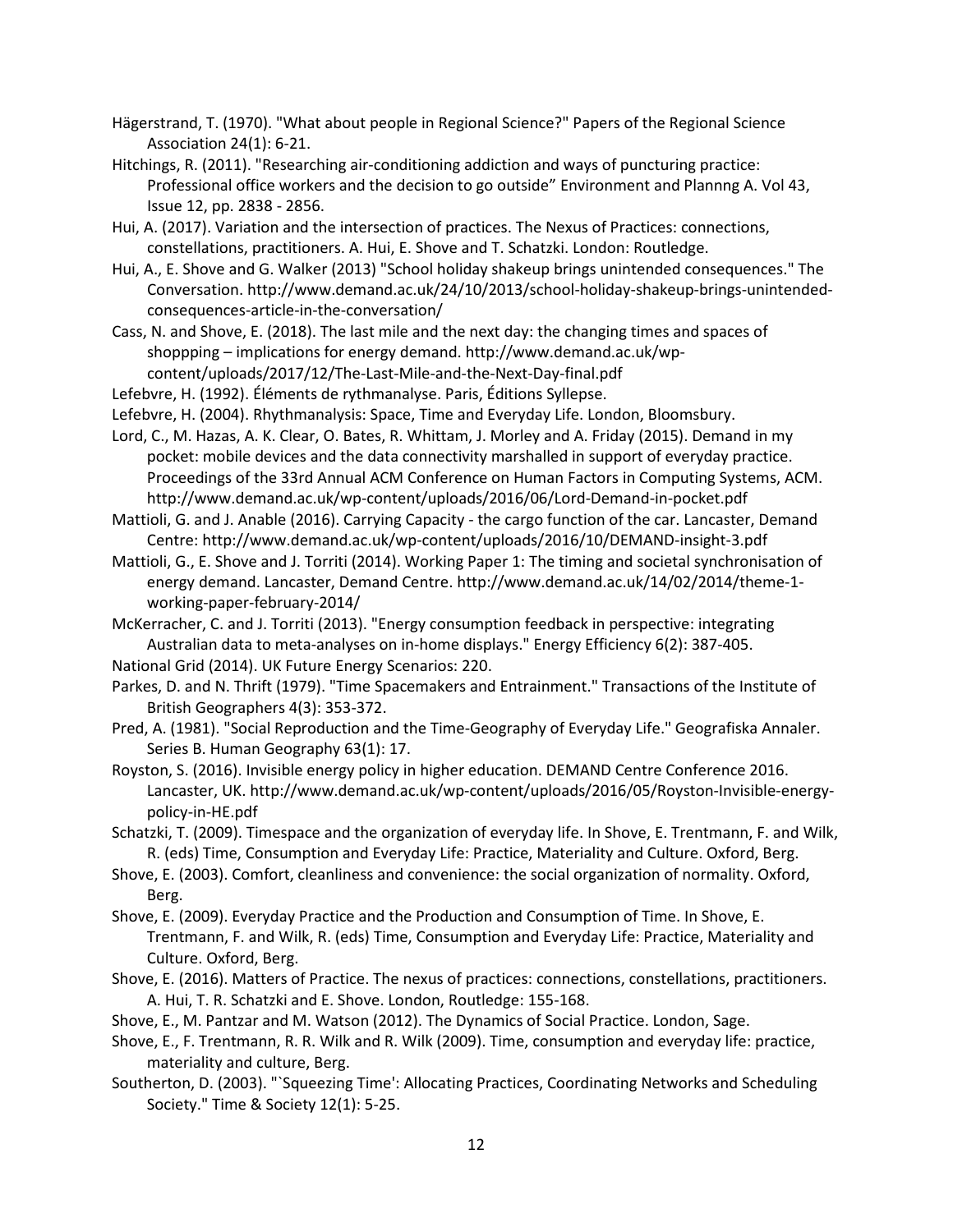Hägerstrand, T. (1970). "What about people in Regional Science?" Papers of the Regional Science Association 24(1): 6-21.

Hitchings, R. (2011). "Researching air-conditioning addiction and ways of puncturing practice: Professional office workers and the decision to go outside" Environment and Plannng A. Vol 43, Issue 12, pp. 2838 - 2856.

Hui, A. (2017). Variation and the intersection of practices. The Nexus of Practices: connections, constellations, practitioners. A. Hui, E. Shove and T. Schatzki. London: Routledge.

Hui, A., E. Shove and G. Walker (2013) "School holiday shakeup brings unintended consequences." The Conversation. http://www.demand.ac.uk/24/10/2013/school-holiday-shakeup-brings-unintended-consequences-article-in-the-conversation/

Cass, N. and Shove, E. (2018). The last mile and the next day: the changing times and spaces of shoppping – implications for energy demand. http://www.demand.ac.uk/wp-content/uploads/2017/12/The-Last-Mile-and-the-Next-Day-final.pdf

Lefebvre, H. (1992). Éléments de rythmanalyse. Paris, Éditions Syllepse.

Lefebvre, H. (2004). Rhythmanalysis: Space, Time and Everyday Life. London, Bloomsbury.

Lord, C., M. Hazas, A. K. Clear, O. Bates, R. Whittam, J. Morley and A. Friday (2015). Demand in my pocket: mobile devices and the data connectivity marshalled in support of everyday practice. Proceedings of the 33rd Annual ACM Conference on Human Factors in Computing Systems, ACM. http://www.demand.ac.uk/wp-content/uploads/2016/06/Lord-Demand-in-pocket.pdf

Mattioli, G. and J. Anable (2016). Carrying Capacity - the cargo function of the car. Lancaster, Demand Centre: http://www.demand.ac.uk/wp-content/uploads/2016/10/DEMAND-insight-3.pdf

Mattioli, G., E. Shove and J. Torriti (2014). Working Paper 1: The timing and societal synchronisation of energy demand. Lancaster, Demand Centre. http://www.demand.ac.uk/14/02/2014/theme-1-working-paper-february-2014/

McKerracher, C. and J. Torriti (2013). "Energy consumption feedback in perspective: integrating Australian data to meta-analyses on in-home displays." Energy Efficiency 6(2): 387-405.

National Grid (2014). UK Future Energy Scenarios: 220.

Parkes, D. and N. Thrift (1979). "Time Spacemakers and Entrainment." Transactions of the Institute of British Geographers 4(3): 353-372.

Pred, A. (1981). "Social Reproduction and the Time-Geography of Everyday Life." Geografiska Annaler. Series B. Human Geography 63(1): 17.

Royston, S. (2016). Invisible energy policy in higher education. DEMAND Centre Conference 2016. Lancaster, UK. http://www.demand.ac.uk/wp-content/uploads/2016/05/Royston-Invisible-energy-policy-in-HE.pdf

Schatzki, T. (2009). Timespace and the organization of everyday life. In Shove, E. Trentmann, F. and Wilk, R. (eds) Time, Consumption and Everyday Life: Practice, Materiality and Culture. Oxford, Berg.

Shove, E. (2003). Comfort, cleanliness and convenience: the social organization of normality. Oxford, Berg.

Shove, E. (2009). Everyday Practice and the Production and Consumption of Time. In Shove, E. Trentmann, F. and Wilk, R. (eds) Time, Consumption and Everyday Life: Practice, Materiality and Culture. Oxford, Berg.

Shove, E. (2016). Matters of Practice. The nexus of practices: connections, constellations, practitioners. A. Hui, T. R. Schatzki and E. Shove. London, Routledge: 155-168.

Shove, E., M. Pantzar and M. Watson (2012). The Dynamics of Social Practice. London, Sage.

Shove, E., F. Trentmann, R. R. Wilk and R. Wilk (2009). Time, consumption and everyday life: practice, materiality and culture, Berg.

Southerton, D. (2003). "`Squeezing Time': Allocating Practices, Coordinating Networks and Scheduling Society." Time & Society 12(1): 5-25.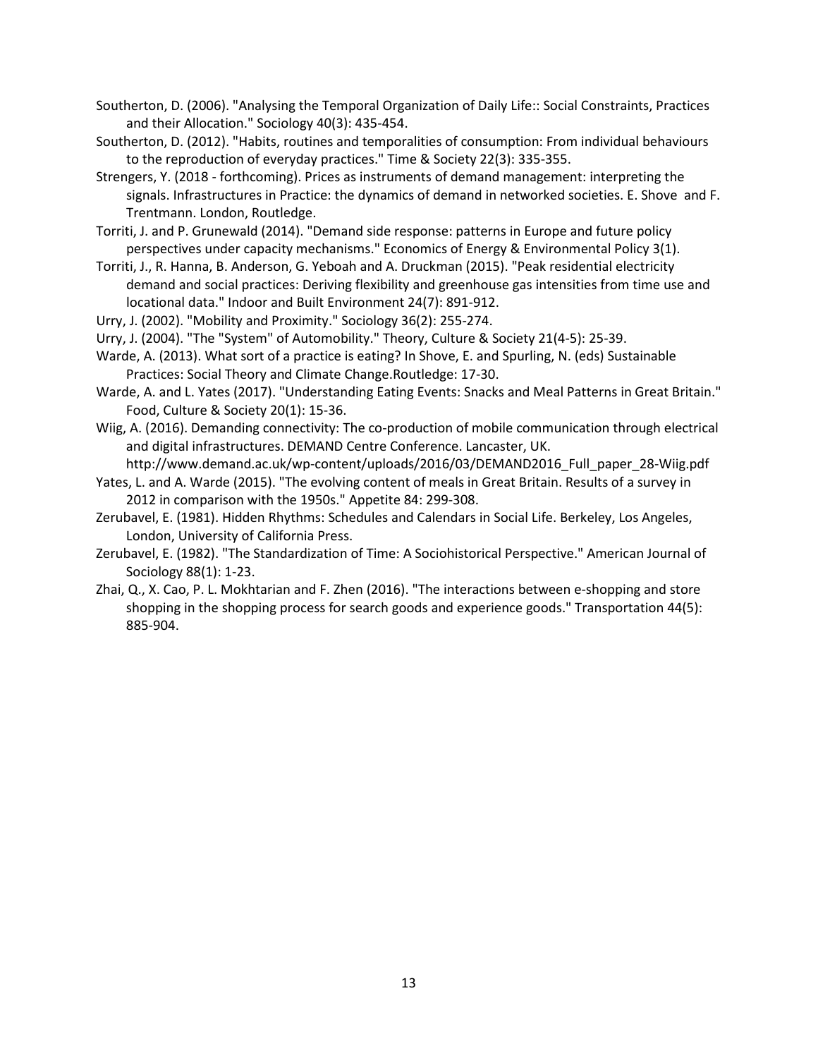Southerton, D. (2006). "Analysing the Temporal Organization of Daily Life:: Social Constraints, Practices and their Allocation." Sociology 40(3): 435-454.

Southerton, D. (2012). "Habits, routines and temporalities of consumption: From individual behaviours to the reproduction of everyday practices." Time & Society 22(3): 335-355.

Strengers, Y. (2018 - forthcoming). Prices as instruments of demand management: interpreting the signals. Infrastructures in Practice: the dynamics of demand in networked societies. E. Shove and F. Trentmann. London, Routledge.

Torriti, J. and P. Grunewald (2014). "Demand side response: patterns in Europe and future policy perspectives under capacity mechanisms." Economics of Energy & Environmental Policy 3(1).

Torriti, J., R. Hanna, B. Anderson, G. Yeboah and A. Druckman (2015). "Peak residential electricity demand and social practices: Deriving flexibility and greenhouse gas intensities from time use and locational data." Indoor and Built Environment 24(7): 891-912.

Urry, J. (2002). "Mobility and Proximity." Sociology 36(2): 255-274.

Urry, J. (2004). "The "System" of Automobility." Theory, Culture & Society 21(4-5): 25-39.

Warde, A. (2013). What sort of a practice is eating? In Shove, E. and Spurling, N. (eds) Sustainable Practices: Social Theory and Climate Change.Routledge: 17-30.

Warde, A. and L. Yates (2017). "Understanding Eating Events: Snacks and Meal Patterns in Great Britain." Food, Culture & Society 20(1): 15-36.

Wiig, A. (2016). Demanding connectivity: The co-production of mobile communication through electrical and digital infrastructures. DEMAND Centre Conference. Lancaster, UK. http://www.demand.ac.uk/wp-content/uploads/2016/03/DEMAND2016_Full_paper_28-Wiig.pdf

Yates, L. and A. Warde (2015). "The evolving content of meals in Great Britain. Results of a survey in 2012 in comparison with the 1950s." Appetite 84: 299-308.

Zerubavel, E. (1981). Hidden Rhythms: Schedules and Calendars in Social Life. Berkeley, Los Angeles, London, University of California Press.

Zerubavel, E. (1982). "The Standardization of Time: A Sociohistorical Perspective." American Journal of Sociology 88(1): 1-23.

Zhai, Q., X. Cao, P. L. Mokhtarian and F. Zhen (2016). "The interactions between e-shopping and store shopping in the shopping process for search goods and experience goods." Transportation 44(5): 885-904.